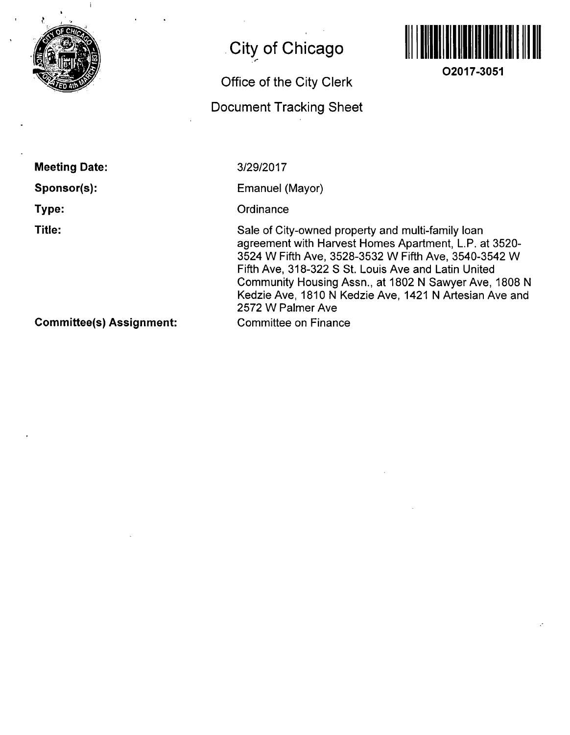# City of Chicago

## Office of the City Clerk

## Document Tracking Sheet

**O2017-3051**

**Meeting Date:** 3/29/2017

**Sponsor(s):** Emanuel (Mayor)

**Type:** Ordinance

**Title:** Sale of City-owned property and multi-family loan agreement with Harvest Homes Apartment, L.P. at 3520-3524 W Fifth Ave, 3528-3532 W Fifth Ave, 3540-3542 W Fifth Ave, 318-322 S St. Louis Ave and Latin United Community Housing Assn., at 1802 N Sawyer Ave, 1808 N Kedzie Ave, 1810 N Kedzie Ave, 1421 N Artesian Ave and 2572 W Palmer Ave

**Committee(s) Assignment:** Committee on Finance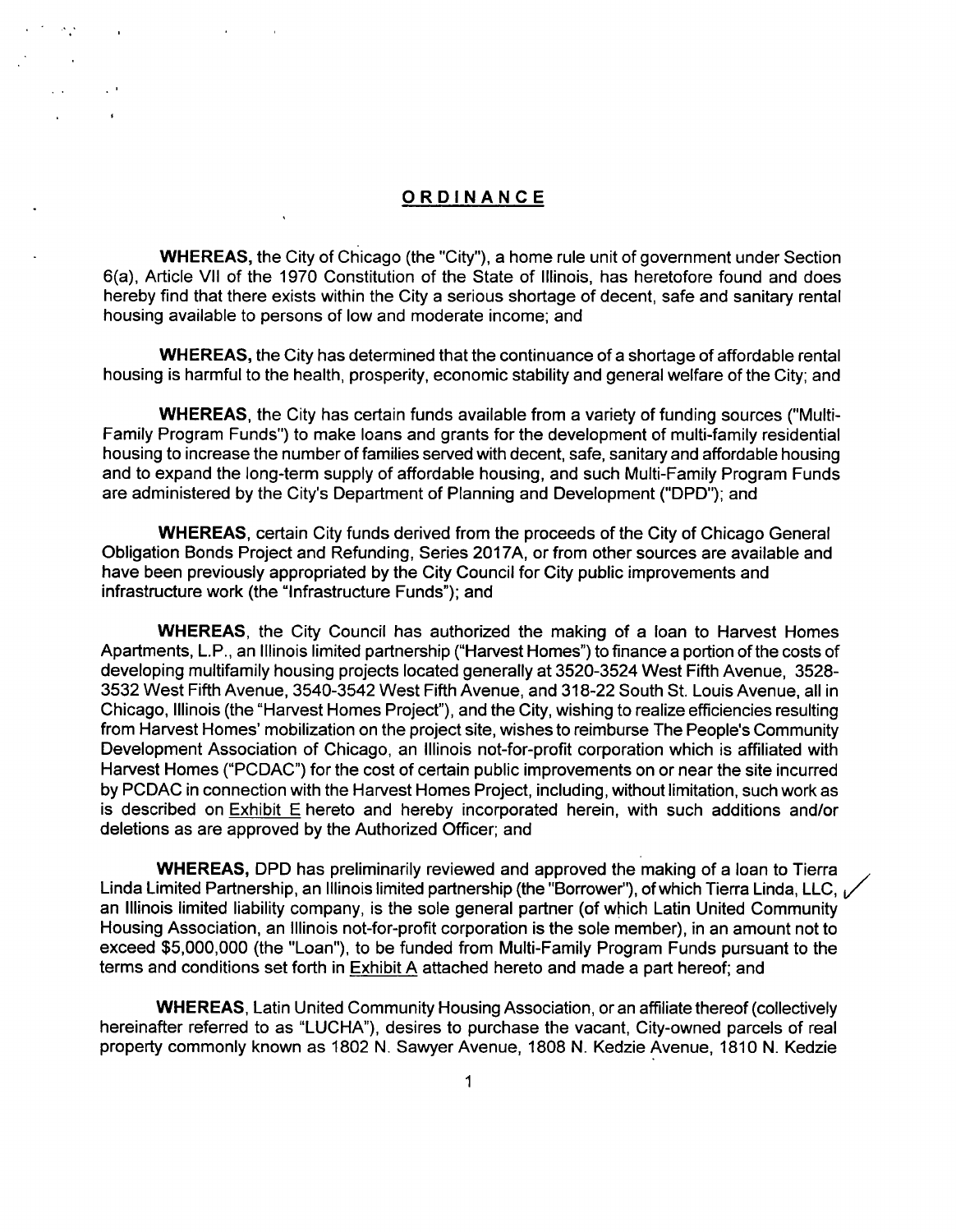# ORDINANCE

**WHEREAS,** the City of Chicago (the "City"), a home rule unit of government under Section 6(a), Article VII of the 1970 Constitution of the State of Illinois, has heretofore found and does hereby find that there exists within the City a serious shortage of decent, safe and sanitary rental housing available to persons of low and moderate income; and

**WHEREAS,** the City has determined that the continuance of a shortage of affordable rental housing is harmful to the health, prosperity, economic stability and general welfare of the City; and

**WHEREAS**, the City has certain funds available from a variety of funding sources ("Multi-Family Program Funds") to make loans and grants for the development of multi-family residential housing to increase the number of families served with decent, safe, sanitary and affordable housing and to expand the long-term supply of affordable housing, and such Multi-Family Program Funds are administered by the City's Department of Planning and Development ("DPD"); and

**WHEREAS**, certain City funds derived from the proceeds of the City of Chicago General Obligation Bonds Project and Refunding, Series 2017A, or from other sources are available and have been previously appropriated by the City Council for City public improvements and infrastructure work (the "Infrastructure Funds"); and

**WHEREAS**, the City Council has authorized the making of a loan to Harvest Homes Apartments, L.P., an Illinois limited partnership ("Harvest Homes") to finance a portion of the costs of developing multifamily housing projects located generally at 3520-3524 West Fifth Avenue, 3528-3532 West Fifth Avenue, 3540-3542 West Fifth Avenue, and 318-22 South St. Louis Avenue, all in Chicago, Illinois (the "Harvest Homes Project"), and the City, wishing to realize efficiencies resulting from Harvest Homes' mobilization on the project site, wishes to reimburse The People's Community Development Association of Chicago, an Illinois not-for-profit corporation which is affiliated with Harvest Homes ("PCDAC") for the cost of certain public improvements on or near the site incurred by PCDAC in connection with the Harvest Homes Project, including, without limitation, such work as is described on Exhibit E hereto and hereby incorporated herein, with such additions and/or deletions as are approved by the Authorized Officer; and

**WHEREAS,** DPD has preliminarily reviewed and approved the making of a loan to Tierra Linda Limited Partnership, an Illinois limited partnership (the "Borrower"), of which Tierra Linda, LLC, an Illinois limited liability company, is the sole general partner (of which Latin United Community Housing Association, an Illinois not-for-profit corporation is the sole member), in an amount not to exceed $5,000,000 (the "Loan"), to be funded from Multi-Family Program Funds pursuant to the terms and conditions set forth in Exhibit A attached hereto and made a part hereof; and

**WHEREAS**, Latin United Community Housing Association, or an affiliate thereof (collectively hereinafter referred to as "LUCHA"), desires to purchase the vacant, City-owned parcels of real property commonly known as 1802 N. Sawyer Avenue, 1808 N. Kedzie Avenue, 1810 N. Kedzie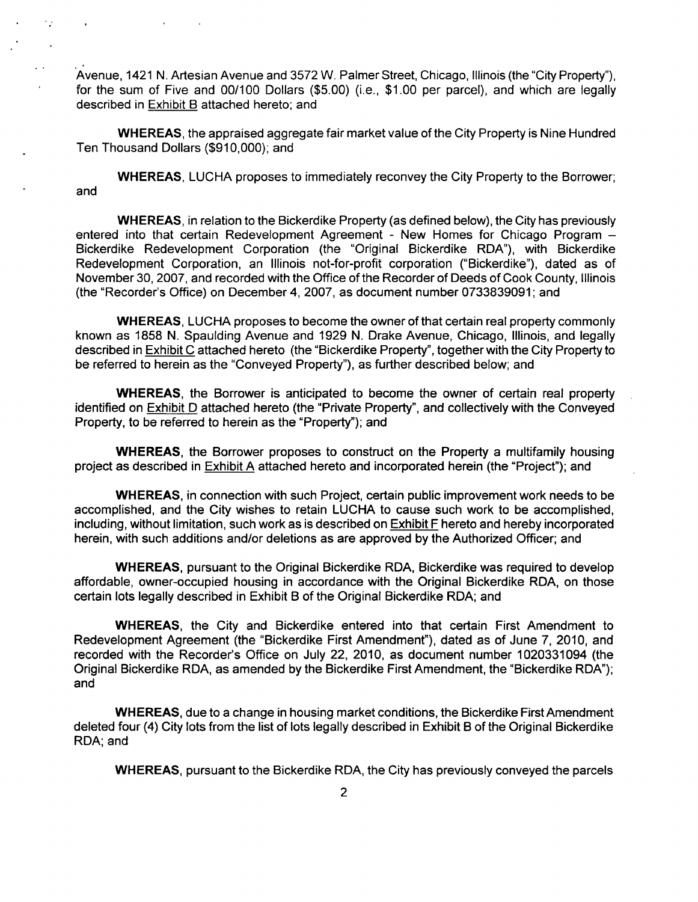Avenue, 1421 N. Artesian Avenue and 3572 W. Palmer Street, Chicago, Illinois (the "City Property"), for the sum of Five and 00/100 Dollars ($5.00) (i.e., $1.00 per parcel), and which are legally described in Exhibit B attached hereto; and

**WHEREAS**, the appraised aggregate fair market value of the City Property is Nine Hundred Ten Thousand Dollars ($910,000); and

**WHEREAS**, LUCHA proposes to immediately reconvey the City Property to the Borrower; and

**WHEREAS**, in relation to the Bickerdike Property (as defined below), the City has previously entered into that certain Redevelopment Agreement - New Homes for Chicago Program – Bickerdike Redevelopment Corporation (the "Original Bickerdike RDA"), with Bickerdike Redevelopment Corporation, an Illinois not-for-profit corporation ("Bickerdike"), dated as of November 30, 2007, and recorded with the Office of the Recorder of Deeds of Cook County, Illinois (the "Recorder's Office) on December 4, 2007, as document number 0733839091; and

**WHEREAS**, LUCHA proposes to become the owner of that certain real property commonly known as 1858 N. Spaulding Avenue and 1929 N. Drake Avenue, Chicago, Illinois, and legally described in Exhibit C attached hereto (the "Bickerdike Property", together with the City Property to be referred to herein as the "Conveyed Property"), as further described below; and

**WHEREAS**, the Borrower is anticipated to become the owner of certain real property identified on Exhibit D attached hereto (the "Private Property", and collectively with the Conveyed Property, to be referred to herein as the "Property"); and

**WHEREAS**, the Borrower proposes to construct on the Property a multifamily housing project as described in Exhibit A attached hereto and incorporated herein (the "Project"); and

**WHEREAS**, in connection with such Project, certain public improvement work needs to be accomplished, and the City wishes to retain LUCHA to cause such work to be accomplished, including, without limitation, such work as is described on Exhibit F hereto and hereby incorporated herein, with such additions and/or deletions as are approved by the Authorized Officer; and

**WHEREAS**, pursuant to the Original Bickerdike RDA, Bickerdike was required to develop affordable, owner-occupied housing in accordance with the Original Bickerdike RDA, on those certain lots legally described in Exhibit B of the Original Bickerdike RDA; and

**WHEREAS**, the City and Bickerdike entered into that certain First Amendment to Redevelopment Agreement (the "Bickerdike First Amendment"), dated as of June 7, 2010, and recorded with the Recorder's Office on July 22, 2010, as document number 1020331094 (the Original Bickerdike RDA, as amended by the Bickerdike First Amendment, the "Bickerdike RDA"); and

**WHEREAS**, due to a change in housing market conditions, the Bickerdike First Amendment deleted four (4) City lots from the list of lots legally described in Exhibit B of the Original Bickerdike RDA; and

**WHEREAS**, pursuant to the Bickerdike RDA, the City has previously conveyed the parcels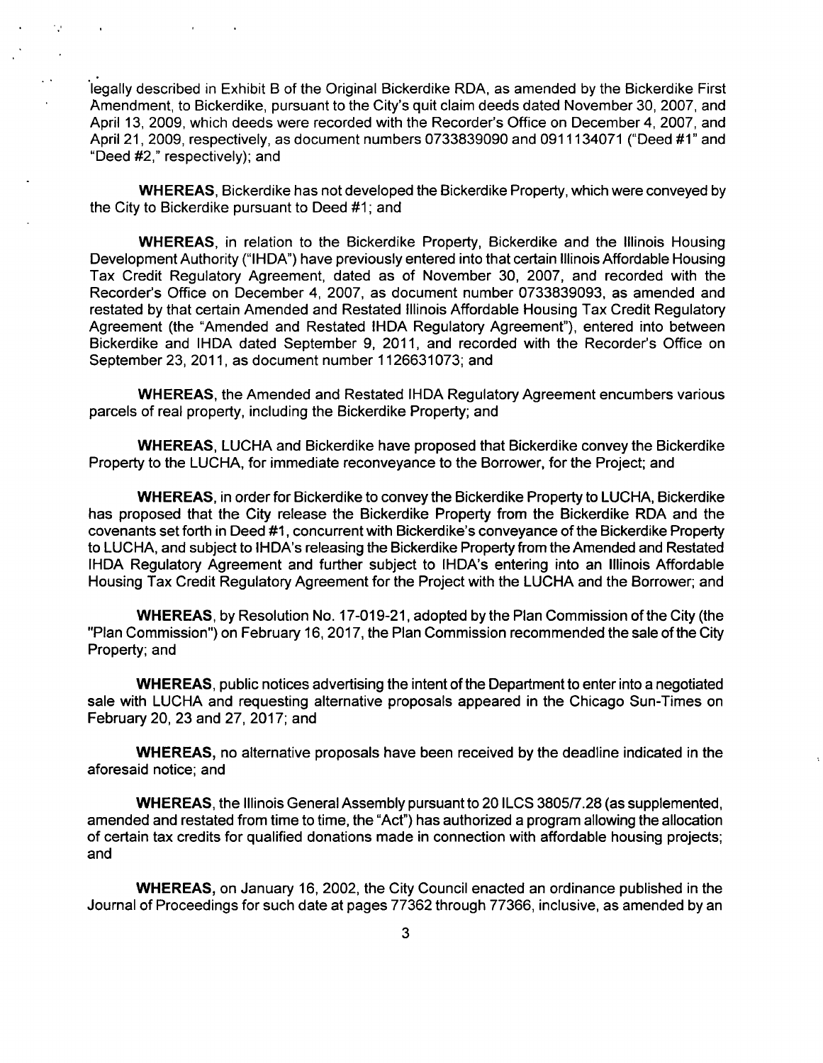legally described in Exhibit B of the Original Bickerdike RDA, as amended by the Bickerdike First Amendment, to Bickerdike, pursuant to the City's quit claim deeds dated November 30, 2007, and April 13, 2009, which deeds were recorded with the Recorder's Office on December 4, 2007, and April 21, 2009, respectively, as document numbers 0733839090 and 0911134071 ("Deed #1" and "Deed #2," respectively); and

**WHEREAS**, Bickerdike has not developed the Bickerdike Property, which were conveyed by the City to Bickerdike pursuant to Deed #1; and

**WHEREAS**, in relation to the Bickerdike Property, Bickerdike and the Illinois Housing Development Authority ("IHDA") have previously entered into that certain Illinois Affordable Housing Tax Credit Regulatory Agreement, dated as of November 30, 2007, and recorded with the Recorder's Office on December 4, 2007, as document number 0733839093, as amended and restated by that certain Amended and Restated Illinois Affordable Housing Tax Credit Regulatory Agreement (the "Amended and Restated IHDA Regulatory Agreement"), entered into between Bickerdike and IHDA dated September 9, 2011, and recorded with the Recorder's Office on September 23, 2011, as document number 1126631073; and

**WHEREAS**, the Amended and Restated IHDA Regulatory Agreement encumbers various parcels of real property, including the Bickerdike Property; and

**WHEREAS**, LUCHA and Bickerdike have proposed that Bickerdike convey the Bickerdike Property to the LUCHA, for immediate reconveyance to the Borrower, for the Project; and

**WHEREAS**, in order for Bickerdike to convey the Bickerdike Property to LUCHA, Bickerdike has proposed that the City release the Bickerdike Property from the Bickerdike RDA and the covenants set forth in Deed #1, concurrent with Bickerdike's conveyance of the Bickerdike Property to LUCHA, and subject to IHDA's releasing the Bickerdike Property from the Amended and Restated IHDA Regulatory Agreement and further subject to IHDA's entering into an Illinois Affordable Housing Tax Credit Regulatory Agreement for the Project with the LUCHA and the Borrower; and

**WHEREAS**, by Resolution No. 17-019-21, adopted by the Plan Commission of the City (the "Plan Commission") on February 16, 2017, the Plan Commission recommended the sale of the City Property; and

**WHEREAS**, public notices advertising the intent of the Department to enter into a negotiated sale with LUCHA and requesting alternative proposals appeared in the Chicago Sun-Times on February 20, 23 and 27, 2017; and

**WHEREAS,** no alternative proposals have been received by the deadline indicated in the aforesaid notice; and

**WHEREAS**, the Illinois General Assembly pursuant to 20 ILCS 3805/7.28 (as supplemented, amended and restated from time to time, the "Act") has authorized a program allowing the allocation of certain tax credits for qualified donations made in connection with affordable housing projects; and

**WHEREAS,** on January 16, 2002, the City Council enacted an ordinance published in the Journal of Proceedings for such date at pages 77362 through 77366, inclusive, as amended by an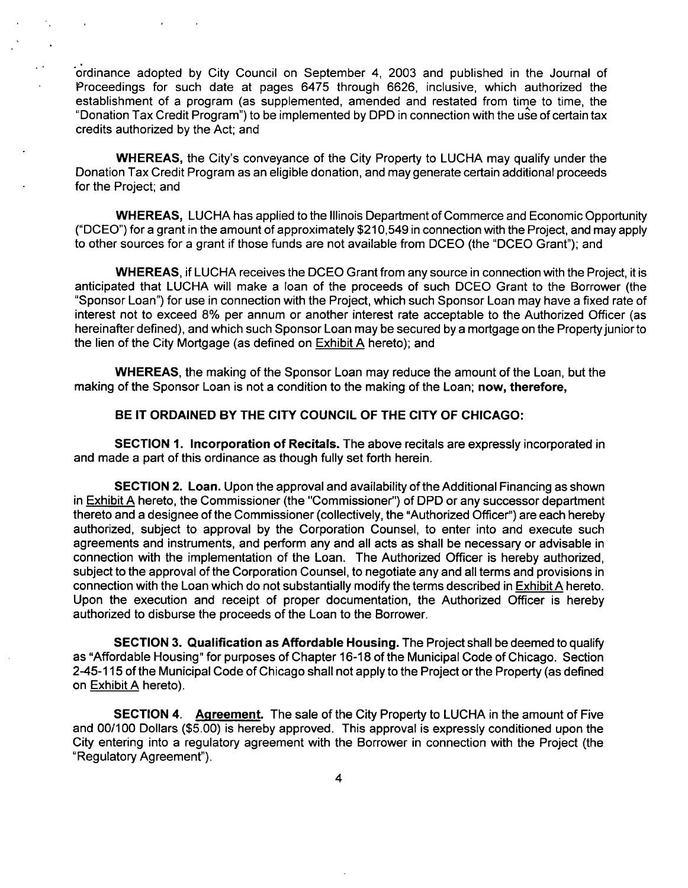ordinance adopted by City Council on September 4, 2003 and published in the Journal of Proceedings for such date at pages 6475 through 6626, inclusive, which authorized the establishment of a program (as supplemented, amended and restated from time to time, the "Donation Tax Credit Program") to be implemented by DPD in connection with the use of certain tax credits authorized by the Act; and

**WHEREAS,** the City's conveyance of the City Property to LUCHA may qualify under the Donation Tax Credit Program as an eligible donation, and may generate certain additional proceeds for the Project; and

**WHEREAS,** LUCHA has applied to the Illinois Department of Commerce and Economic Opportunity ("DCEO") for a grant in the amount of approximately $210,549 in connection with the Project, and may apply to other sources for a grant if those funds are not available from DCEO (the "DCEO Grant"); and

**WHEREAS,** if LUCHA receives the DCEO Grant from any source in connection with the Project, it is anticipated that LUCHA will make a loan of the proceeds of such DCEO Grant to the Borrower (the "Sponsor Loan") for use in connection with the Project, which such Sponsor Loan may have a fixed rate of interest not to exceed 8% per annum or another interest rate acceptable to the Authorized Officer (as hereinafter defined), and which such Sponsor Loan may be secured by a mortgage on the Property junior to the lien of the City Mortgage (as defined on Exhibit A hereto); and

**WHEREAS,** the making of the Sponsor Loan may reduce the amount of the Loan, but the making of the Sponsor Loan is not a condition to the making of the Loan; **now, therefore,**

**BE IT ORDAINED BY THE CITY COUNCIL OF THE CITY OF CHICAGO:**

**SECTION 1. Incorporation of Recitals.** The above recitals are expressly incorporated in and made a part of this ordinance as though fully set forth herein.

**SECTION 2. Loan.** Upon the approval and availability of the Additional Financing as shown in Exhibit A hereto, the Commissioner (the "Commissioner") of DPD or any successor department thereto and a designee of the Commissioner (collectively, the "Authorized Officer") are each hereby authorized, subject to approval by the Corporation Counsel, to enter into and execute such agreements and instruments, and perform any and all acts as shall be necessary or advisable in connection with the implementation of the Loan. The Authorized Officer is hereby authorized, subject to the approval of the Corporation Counsel, to negotiate any and all terms and provisions in connection with the Loan which do not substantially modify the terms described in Exhibit A hereto. Upon the execution and receipt of proper documentation, the Authorized Officer is hereby authorized to disburse the proceeds of the Loan to the Borrower.

**SECTION 3. Qualification as Affordable Housing.** The Project shall be deemed to qualify as "Affordable Housing" for purposes of Chapter 16-18 of the Municipal Code of Chicago. Section 2-45-115 of the Municipal Code of Chicago shall not apply to the Project or the Property (as defined on Exhibit A hereto).

**SECTION 4. Agreement.** The sale of the City Property to LUCHA in the amount of Five and 00/100 Dollars ($5.00) is hereby approved. This approval is expressly conditioned upon the City entering into a regulatory agreement with the Borrower in connection with the Project (the "Regulatory Agreement").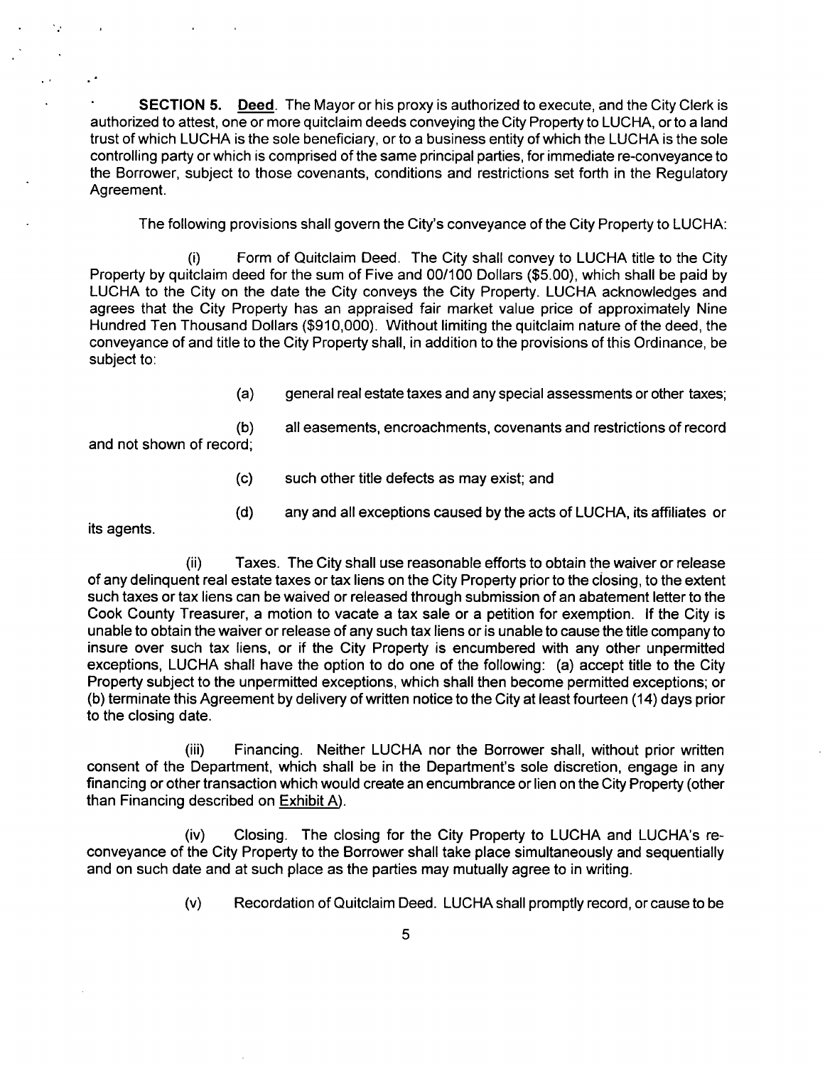**SECTION 5. Deed**. The Mayor or his proxy is authorized to execute, and the City Clerk is authorized to attest, one or more quitclaim deeds conveying the City Property to LUCHA, or to a land trust of which LUCHA is the sole beneficiary, or to a business entity of which the LUCHA is the sole controlling party or which is comprised of the same principal parties, for immediate re-conveyance to the Borrower, subject to those covenants, conditions and restrictions set forth in the Regulatory Agreement.

The following provisions shall govern the City's conveyance of the City Property to LUCHA:

(i) Form of Quitclaim Deed. The City shall convey to LUCHA title to the City Property by quitclaim deed for the sum of Five and 00/100 Dollars ($5.00), which shall be paid by LUCHA to the City on the date the City conveys the City Property. LUCHA acknowledges and agrees that the City Property has an appraised fair market value price of approximately Nine Hundred Ten Thousand Dollars ($910,000). Without limiting the quitclaim nature of the deed, the conveyance of and title to the City Property shall, in addition to the provisions of this Ordinance, be subject to:

(a) general real estate taxes and any special assessments or other taxes;

(b) all easements, encroachments, covenants and restrictions of record and not shown of record;

(c) such other title defects as may exist; and

(d) any and all exceptions caused by the acts of LUCHA, its affiliates or its agents.

(ii) Taxes. The City shall use reasonable efforts to obtain the waiver or release of any delinquent real estate taxes or tax liens on the City Property prior to the closing, to the extent such taxes or tax liens can be waived or released through submission of an abatement letter to the Cook County Treasurer, a motion to vacate a tax sale or a petition for exemption. If the City is unable to obtain the waiver or release of any such tax liens or is unable to cause the title company to insure over such tax liens, or if the City Property is encumbered with any other unpermitted exceptions, LUCHA shall have the option to do one of the following: (a) accept title to the City Property subject to the unpermitted exceptions, which shall then become permitted exceptions; or (b) terminate this Agreement by delivery of written notice to the City at least fourteen (14) days prior to the closing date.

(iii) Financing. Neither LUCHA nor the Borrower shall, without prior written consent of the Department, which shall be in the Department's sole discretion, engage in any financing or other transaction which would create an encumbrance or lien on the City Property (other than Financing described on Exhibit A).

(iv) Closing. The closing for the City Property to LUCHA and LUCHA's re-conveyance of the City Property to the Borrower shall take place simultaneously and sequentially and on such date and at such place as the parties may mutually agree to in writing.

(v) Recordation of Quitclaim Deed. LUCHA shall promptly record, or cause to be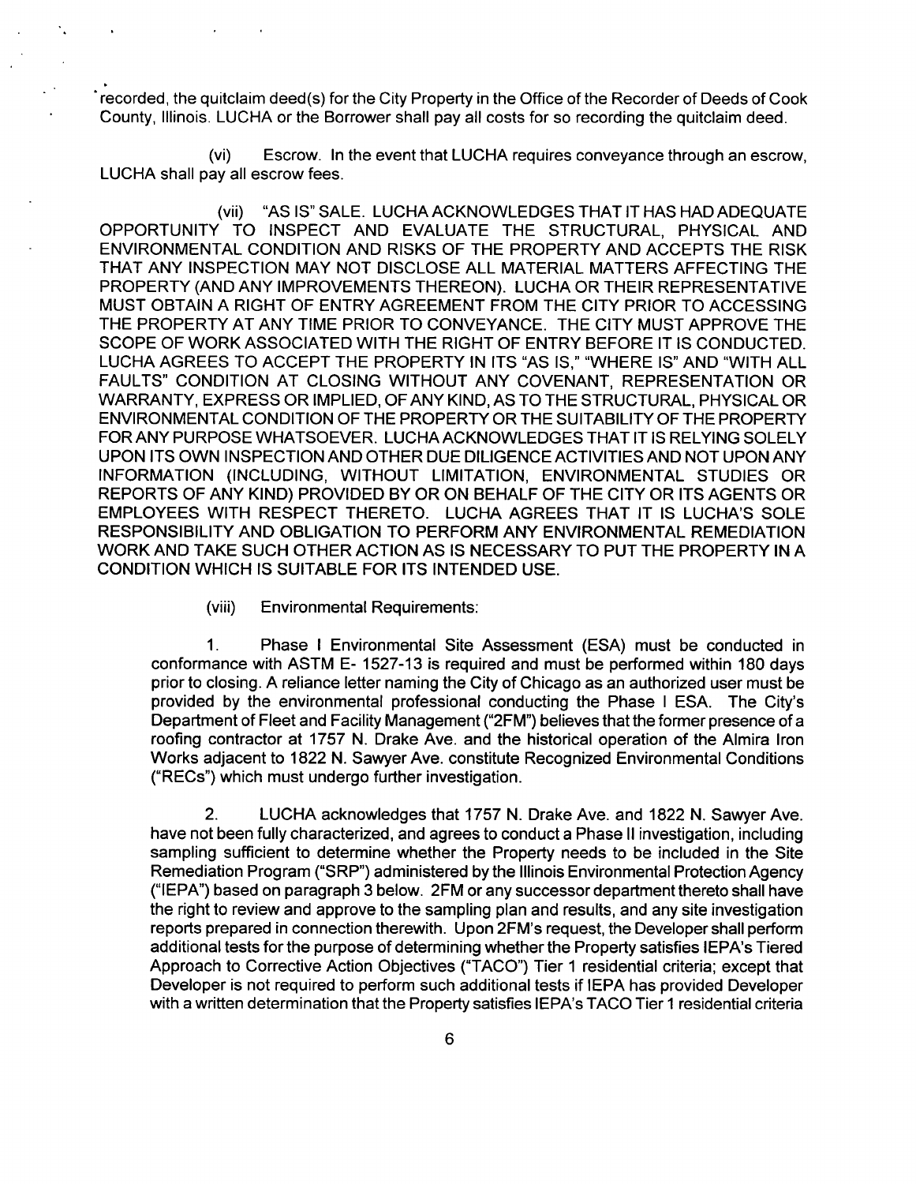recorded, the quitclaim deed(s) for the City Property in the Office of the Recorder of Deeds of Cook County, Illinois. LUCHA or the Borrower shall pay all costs for so recording the quitclaim deed.

(vi) Escrow. In the event that LUCHA requires conveyance through an escrow, LUCHA shall pay all escrow fees.

(vii) "AS IS" SALE. LUCHA ACKNOWLEDGES THAT IT HAS HAD ADEQUATE OPPORTUNITY TO INSPECT AND EVALUATE THE STRUCTURAL, PHYSICAL AND ENVIRONMENTAL CONDITION AND RISKS OF THE PROPERTY AND ACCEPTS THE RISK THAT ANY INSPECTION MAY NOT DISCLOSE ALL MATERIAL MATTERS AFFECTING THE PROPERTY (AND ANY IMPROVEMENTS THEREON). LUCHA OR THEIR REPRESENTATIVE MUST OBTAIN A RIGHT OF ENTRY AGREEMENT FROM THE CITY PRIOR TO ACCESSING THE PROPERTY AT ANY TIME PRIOR TO CONVEYANCE. THE CITY MUST APPROVE THE SCOPE OF WORK ASSOCIATED WITH THE RIGHT OF ENTRY BEFORE IT IS CONDUCTED. LUCHA AGREES TO ACCEPT THE PROPERTY IN ITS "AS IS," "WHERE IS" AND "WITH ALL FAULTS" CONDITION AT CLOSING WITHOUT ANY COVENANT, REPRESENTATION OR WARRANTY, EXPRESS OR IMPLIED, OF ANY KIND, AS TO THE STRUCTURAL, PHYSICAL OR ENVIRONMENTAL CONDITION OF THE PROPERTY OR THE SUITABILITY OF THE PROPERTY FOR ANY PURPOSE WHATSOEVER. LUCHA ACKNOWLEDGES THAT IT IS RELYING SOLELY UPON ITS OWN INSPECTION AND OTHER DUE DILIGENCE ACTIVITIES AND NOT UPON ANY INFORMATION (INCLUDING, WITHOUT LIMITATION, ENVIRONMENTAL STUDIES OR REPORTS OF ANY KIND) PROVIDED BY OR ON BEHALF OF THE CITY OR ITS AGENTS OR EMPLOYEES WITH RESPECT THERETO. LUCHA AGREES THAT IT IS LUCHA'S SOLE RESPONSIBILITY AND OBLIGATION TO PERFORM ANY ENVIRONMENTAL REMEDIATION WORK AND TAKE SUCH OTHER ACTION AS IS NECESSARY TO PUT THE PROPERTY IN A CONDITION WHICH IS SUITABLE FOR ITS INTENDED USE.

(viii) Environmental Requirements:

1. Phase I Environmental Site Assessment (ESA) must be conducted in conformance with ASTM E- 1527-13 is required and must be performed within 180 days prior to closing. A reliance letter naming the City of Chicago as an authorized user must be provided by the environmental professional conducting the Phase I ESA. The City's Department of Fleet and Facility Management ("2FM") believes that the former presence of a roofing contractor at 1757 N. Drake Ave. and the historical operation of the Almira Iron Works adjacent to 1822 N. Sawyer Ave. constitute Recognized Environmental Conditions ("RECs") which must undergo further investigation.

2. LUCHA acknowledges that 1757 N. Drake Ave. and 1822 N. Sawyer Ave. have not been fully characterized, and agrees to conduct a Phase II investigation, including sampling sufficient to determine whether the Property needs to be included in the Site Remediation Program ("SRP") administered by the Illinois Environmental Protection Agency ("IEPA") based on paragraph 3 below. 2FM or any successor department thereto shall have the right to review and approve to the sampling plan and results, and any site investigation reports prepared in connection therewith. Upon 2FM's request, the Developer shall perform additional tests for the purpose of determining whether the Property satisfies IEPA's Tiered Approach to Corrective Action Objectives ("TACO") Tier 1 residential criteria; except that Developer is not required to perform such additional tests if IEPA has provided Developer with a written determination that the Property satisfies IEPA's TACO Tier 1 residential criteria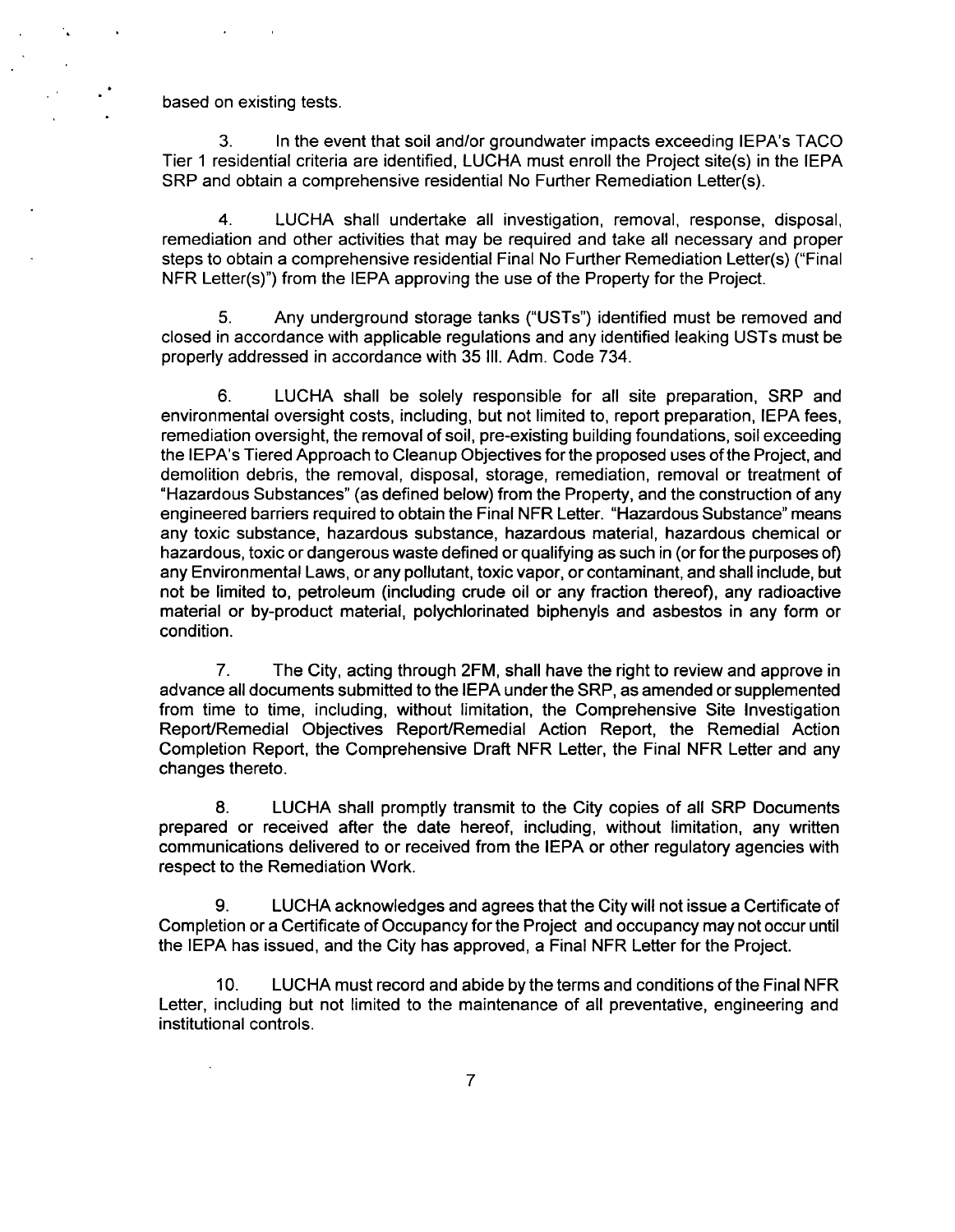based on existing tests.

3. In the event that soil and/or groundwater impacts exceeding IEPA's TACO Tier 1 residential criteria are identified, LUCHA must enroll the Project site(s) in the IEPA SRP and obtain a comprehensive residential No Further Remediation Letter(s).

4. LUCHA shall undertake all investigation, removal, response, disposal, remediation and other activities that may be required and take all necessary and proper steps to obtain a comprehensive residential Final No Further Remediation Letter(s) ("Final NFR Letter(s)") from the IEPA approving the use of the Property for the Project.

5. Any underground storage tanks ("USTs") identified must be removed and closed in accordance with applicable regulations and any identified leaking USTs must be properly addressed in accordance with 35 Ill. Adm. Code 734.

6. LUCHA shall be solely responsible for all site preparation, SRP and environmental oversight costs, including, but not limited to, report preparation, IEPA fees, remediation oversight, the removal of soil, pre-existing building foundations, soil exceeding the IEPA's Tiered Approach to Cleanup Objectives for the proposed uses of the Project, and demolition debris, the removal, disposal, storage, remediation, removal or treatment of "Hazardous Substances" (as defined below) from the Property, and the construction of any engineered barriers required to obtain the Final NFR Letter. "Hazardous Substance" means any toxic substance, hazardous substance, hazardous material, hazardous chemical or hazardous, toxic or dangerous waste defined or qualifying as such in (or for the purposes of) any Environmental Laws, or any pollutant, toxic vapor, or contaminant, and shall include, but not be limited to, petroleum (including crude oil or any fraction thereof), any radioactive material or by-product material, polychlorinated biphenyls and asbestos in any form or condition.

7. The City, acting through 2FM, shall have the right to review and approve in advance all documents submitted to the IEPA under the SRP, as amended or supplemented from time to time, including, without limitation, the Comprehensive Site Investigation Report/Remedial Objectives Report/Remedial Action Report, the Remedial Action Completion Report, the Comprehensive Draft NFR Letter, the Final NFR Letter and any changes thereto.

8. LUCHA shall promptly transmit to the City copies of all SRP Documents prepared or received after the date hereof, including, without limitation, any written communications delivered to or received from the IEPA or other regulatory agencies with respect to the Remediation Work.

9. LUCHA acknowledges and agrees that the City will not issue a Certificate of Completion or a Certificate of Occupancy for the Project and occupancy may not occur until the IEPA has issued, and the City has approved, a Final NFR Letter for the Project.

10. LUCHA must record and abide by the terms and conditions of the Final NFR Letter, including but not limited to the maintenance of all preventative, engineering and institutional controls.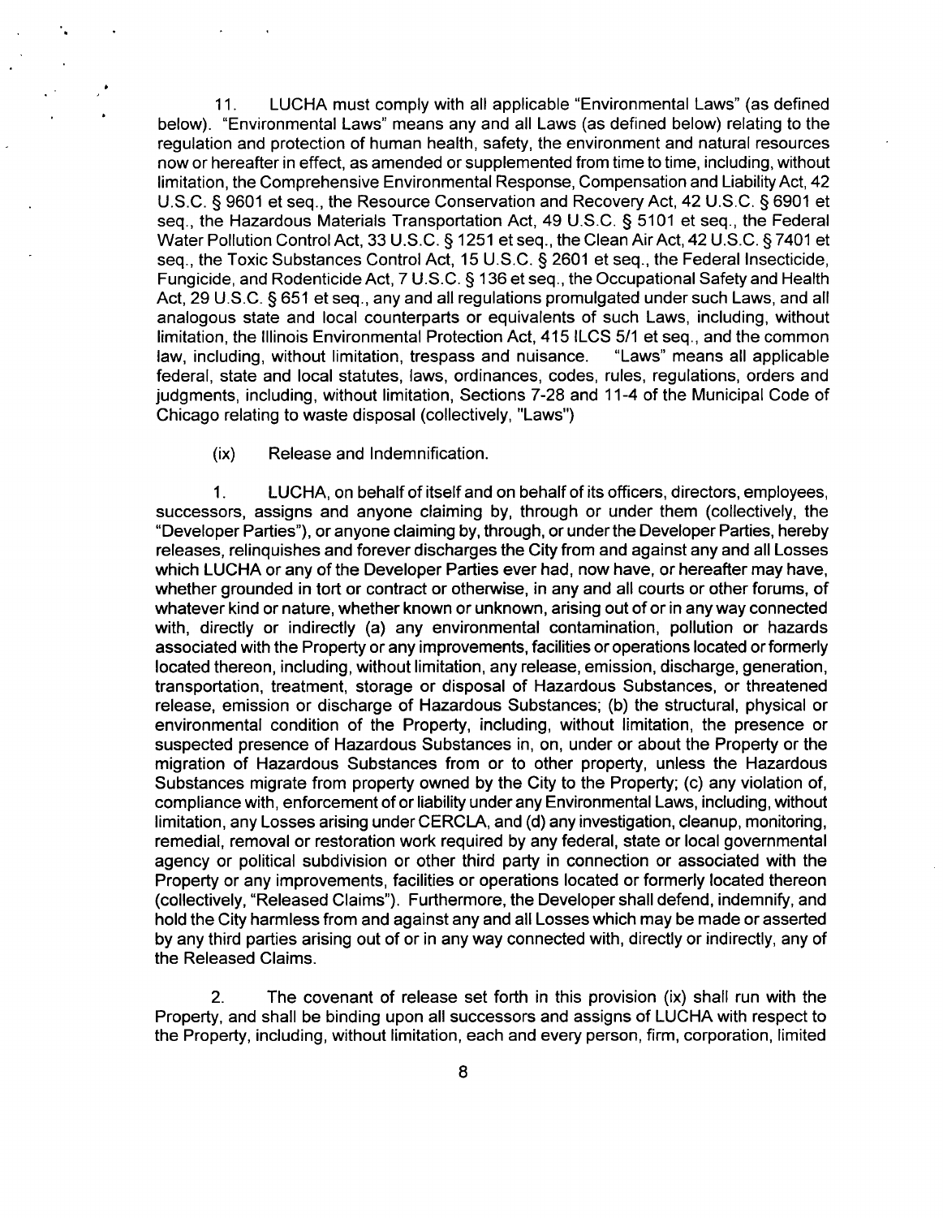11. LUCHA must comply with all applicable "Environmental Laws" (as defined below). "Environmental Laws" means any and all Laws (as defined below) relating to the regulation and protection of human health, safety, the environment and natural resources now or hereafter in effect, as amended or supplemented from time to time, including, without limitation, the Comprehensive Environmental Response, Compensation and Liability Act, 42 U.S.C. § 9601 et seq., the Resource Conservation and Recovery Act, 42 U.S.C. § 6901 et seq., the Hazardous Materials Transportation Act, 49 U.S.C. § 5101 et seq., the Federal Water Pollution Control Act, 33 U.S.C. § 1251 et seq., the Clean Air Act, 42 U.S.C. § 7401 et seq., the Toxic Substances Control Act, 15 U.S.C. § 2601 et seq., the Federal Insecticide, Fungicide, and Rodenticide Act, 7 U.S.C. § 136 et seq., the Occupational Safety and Health Act, 29 U.S.C. § 651 et seq., any and all regulations promulgated under such Laws, and all analogous state and local counterparts or equivalents of such Laws, including, without limitation, the Illinois Environmental Protection Act, 415 ILCS 5/1 et seq., and the common law, including, without limitation, trespass and nuisance. "Laws" means all applicable federal, state and local statutes, laws, ordinances, codes, rules, regulations, orders and judgments, including, without limitation, Sections 7-28 and 11-4 of the Municipal Code of Chicago relating to waste disposal (collectively, "Laws")

(ix) Release and Indemnification.

1. LUCHA, on behalf of itself and on behalf of its officers, directors, employees, successors, assigns and anyone claiming by, through or under them (collectively, the "Developer Parties"), or anyone claiming by, through, or under the Developer Parties, hereby releases, relinquishes and forever discharges the City from and against any and all Losses which LUCHA or any of the Developer Parties ever had, now have, or hereafter may have, whether grounded in tort or contract or otherwise, in any and all courts or other forums, of whatever kind or nature, whether known or unknown, arising out of or in any way connected with, directly or indirectly (a) any environmental contamination, pollution or hazards associated with the Property or any improvements, facilities or operations located or formerly located thereon, including, without limitation, any release, emission, discharge, generation, transportation, treatment, storage or disposal of Hazardous Substances, or threatened release, emission or discharge of Hazardous Substances; (b) the structural, physical or environmental condition of the Property, including, without limitation, the presence or suspected presence of Hazardous Substances in, on, under or about the Property or the migration of Hazardous Substances from or to other property, unless the Hazardous Substances migrate from property owned by the City to the Property; (c) any violation of, compliance with, enforcement of or liability under any Environmental Laws, including, without limitation, any Losses arising under CERCLA, and (d) any investigation, cleanup, monitoring, remedial, removal or restoration work required by any federal, state or local governmental agency or political subdivision or other third party in connection or associated with the Property or any improvements, facilities or operations located or formerly located thereon (collectively, "Released Claims"). Furthermore, the Developer shall defend, indemnify, and hold the City harmless from and against any and all Losses which may be made or asserted by any third parties arising out of or in any way connected with, directly or indirectly, any of the Released Claims.

2. The covenant of release set forth in this provision (ix) shall run with the Property, and shall be binding upon all successors and assigns of LUCHA with respect to the Property, including, without limitation, each and every person, firm, corporation, limited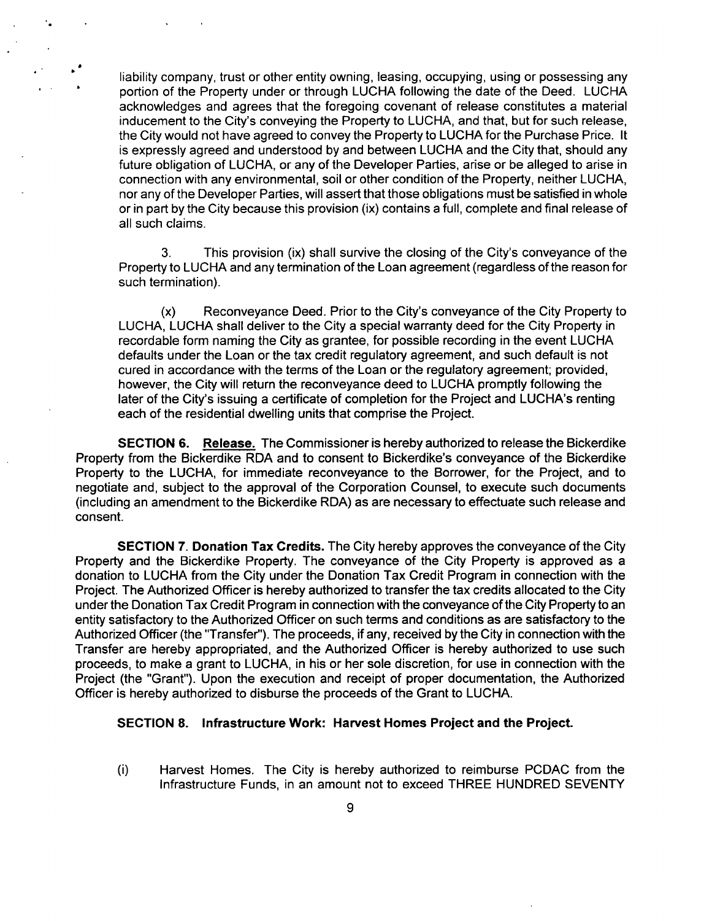liability company, trust or other entity owning, leasing, occupying, using or possessing any portion of the Property under or through LUCHA following the date of the Deed. LUCHA acknowledges and agrees that the foregoing covenant of release constitutes a material inducement to the City's conveying the Property to LUCHA, and that, but for such release, the City would not have agreed to convey the Property to LUCHA for the Purchase Price. It is expressly agreed and understood by and between LUCHA and the City that, should any future obligation of LUCHA, or any of the Developer Parties, arise or be alleged to arise in connection with any environmental, soil or other condition of the Property, neither LUCHA, nor any of the Developer Parties, will assert that those obligations must be satisfied in whole or in part by the City because this provision (ix) contains a full, complete and final release of all such claims.

3. This provision (ix) shall survive the closing of the City's conveyance of the Property to LUCHA and any termination of the Loan agreement (regardless of the reason for such termination).

(x) Reconveyance Deed. Prior to the City's conveyance of the City Property to LUCHA, LUCHA shall deliver to the City a special warranty deed for the City Property in recordable form naming the City as grantee, for possible recording in the event LUCHA defaults under the Loan or the tax credit regulatory agreement, and such default is not cured in accordance with the terms of the Loan or the regulatory agreement; provided, however, the City will return the reconveyance deed to LUCHA promptly following the later of the City's issuing a certificate of completion for the Project and LUCHA's renting each of the residential dwelling units that comprise the Project.

**SECTION 6. Release.** The Commissioner is hereby authorized to release the Bickerdike Property from the Bickerdike RDA and to consent to Bickerdike's conveyance of the Bickerdike Property to the LUCHA, for immediate reconveyance to the Borrower, for the Project, and to negotiate and, subject to the approval of the Corporation Counsel, to execute such documents (including an amendment to the Bickerdike RDA) as are necessary to effectuate such release and consent.

**SECTION 7. Donation Tax Credits.** The City hereby approves the conveyance of the City Property and the Bickerdike Property. The conveyance of the City Property is approved as a donation to LUCHA from the City under the Donation Tax Credit Program in connection with the Project. The Authorized Officer is hereby authorized to transfer the tax credits allocated to the City under the Donation Tax Credit Program in connection with the conveyance of the City Property to an entity satisfactory to the Authorized Officer on such terms and conditions as are satisfactory to the Authorized Officer (the "Transfer"). The proceeds, if any, received by the City in connection with the Transfer are hereby appropriated, and the Authorized Officer is hereby authorized to use such proceeds, to make a grant to LUCHA, in his or her sole discretion, for use in connection with the Project (the "Grant"). Upon the execution and receipt of proper documentation, the Authorized Officer is hereby authorized to disburse the proceeds of the Grant to LUCHA.

**SECTION 8. Infrastructure Work: Harvest Homes Project and the Project.**

(i) Harvest Homes. The City is hereby authorized to reimburse PCDAC from the Infrastructure Funds, in an amount not to exceed THREE HUNDRED SEVENTY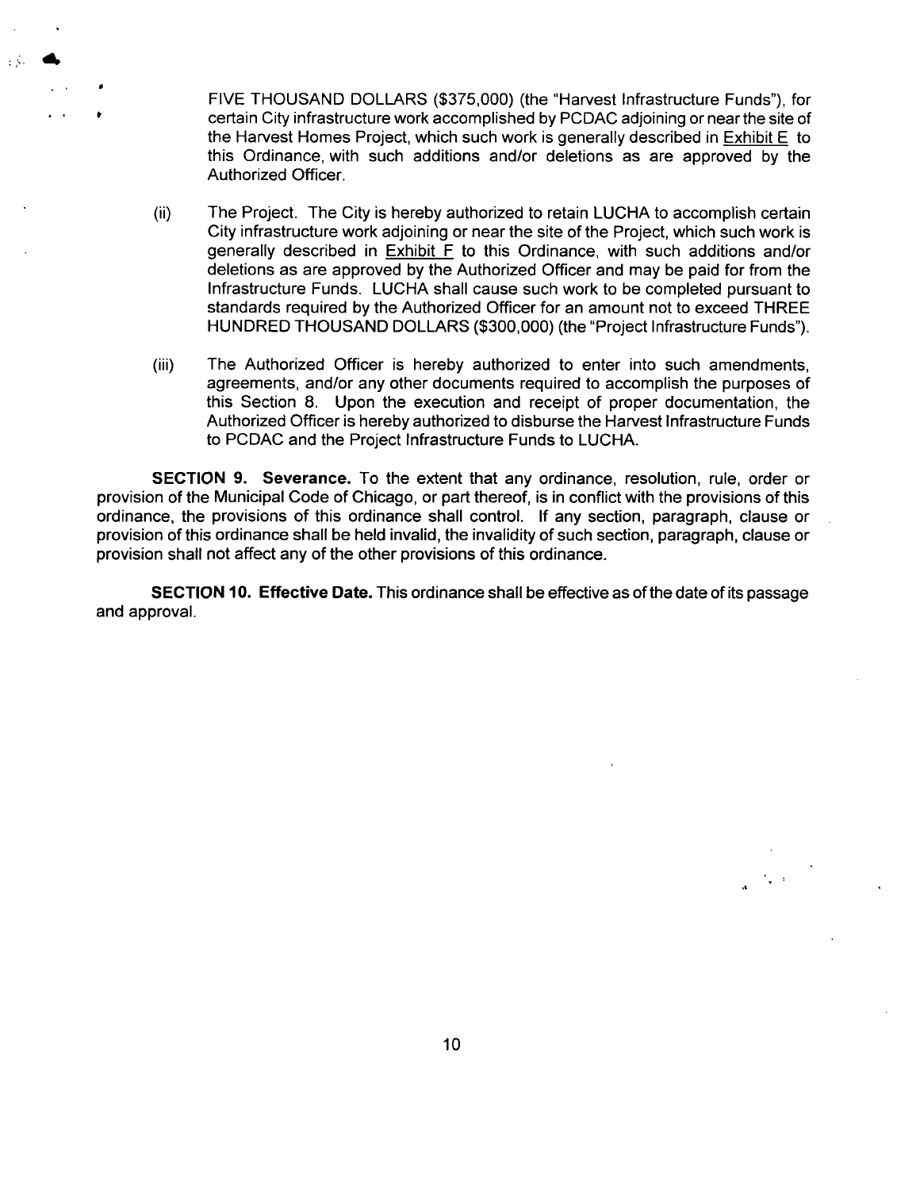FIVE THOUSAND DOLLARS ($375,000) (the "Harvest Infrastructure Funds"), for certain City infrastructure work accomplished by PCDAC adjoining or near the site of the Harvest Homes Project, which such work is generally described in Exhibit E to this Ordinance, with such additions and/or deletions as are approved by the Authorized Officer.

(ii) The Project. The City is hereby authorized to retain LUCHA to accomplish certain City infrastructure work adjoining or near the site of the Project, which such work is generally described in Exhibit F to this Ordinance, with such additions and/or deletions as are approved by the Authorized Officer and may be paid for from the Infrastructure Funds. LUCHA shall cause such work to be completed pursuant to standards required by the Authorized Officer for an amount not to exceed THREE HUNDRED THOUSAND DOLLARS ($300,000) (the "Project Infrastructure Funds").

(iii) The Authorized Officer is hereby authorized to enter into such amendments, agreements, and/or any other documents required to accomplish the purposes of this Section 8. Upon the execution and receipt of proper documentation, the Authorized Officer is hereby authorized to disburse the Harvest Infrastructure Funds to PCDAC and the Project Infrastructure Funds to LUCHA.

**SECTION 9. Severance.** To the extent that any ordinance, resolution, rule, order or provision of the Municipal Code of Chicago, or part thereof, is in conflict with the provisions of this ordinance, the provisions of this ordinance shall control. If any section, paragraph, clause or provision of this ordinance shall be held invalid, the invalidity of such section, paragraph, clause or provision shall not affect any of the other provisions of this ordinance.

**SECTION 10. Effective Date.** This ordinance shall be effective as of the date of its passage and approval.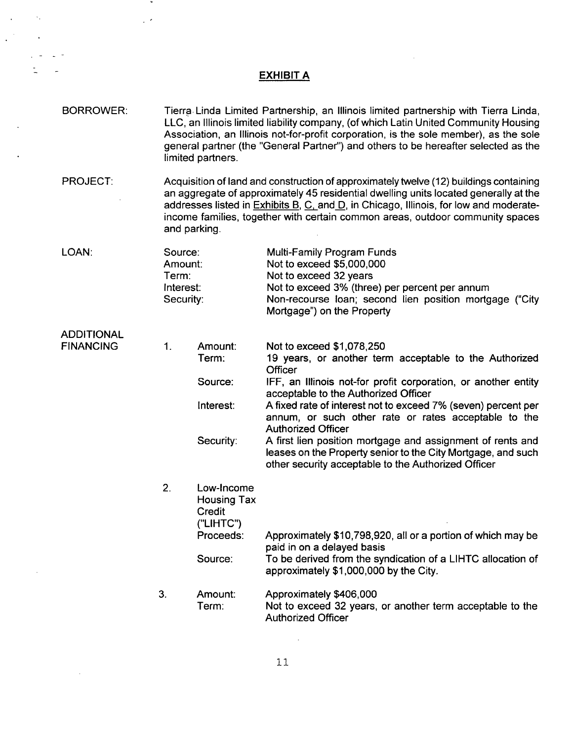# EXHIBIT A

| | | | |
|---|---|---|---|
| BORROWER: | Tierra Linda Limited Partnership, an Illinois limited partnership with Tierra Linda, LLC, an Illinois limited liability company, (of which Latin United Community Housing Association, an Illinois not-for-profit corporation, is the sole member), as the sole general partner (the "General Partner") and others to be hereafter selected as the limited partners. | | |
| PROJECT: | Acquisition of land and construction of approximately twelve (12) buildings containing an aggregate of approximately 45 residential dwelling units located generally at the addresses listed in Exhibits B, C, and D, in Chicago, Illinois, for low and moderate-income families, together with certain common areas, outdoor community spaces and parking. | | |
| LOAN: | Source: | Multi-Family Program Funds | |
| | Amount: | Not to exceed $5,000,000 | |
| | Term: | Not to exceed 32 years | |
| | Interest: | Not to exceed 3% (three) per percent per annum | |
| | Security: | Non-recourse loan; second lien position mortgage ("City Mortgage") on the Property | |

ADDITIONAL FINANCING

1. Amount: Not to exceed $1,078,250

   Term: 19 years, or another term acceptable to the Authorized Officer

   Source: IFF, an Illinois not-for profit corporation, or another entity acceptable to the Authorized Officer

   Interest: A fixed rate of interest not to exceed 7% (seven) percent per annum, or such other rate or rates acceptable to the Authorized Officer

   Security: A first lien position mortgage and assignment of rents and leases on the Property senior to the City Mortgage, and such other security acceptable to the Authorized Officer

2. Low-Income Housing Tax Credit ("LIHTC") Proceeds: Approximately $10,798,920, all or a portion of which may be paid in on a delayed basis

   Source: To be derived from the syndication of a LIHTC allocation of approximately $1,000,000 by the City.

3. Amount: Approximately $406,000

   Term: Not to exceed 32 years, or another term acceptable to the Authorized Officer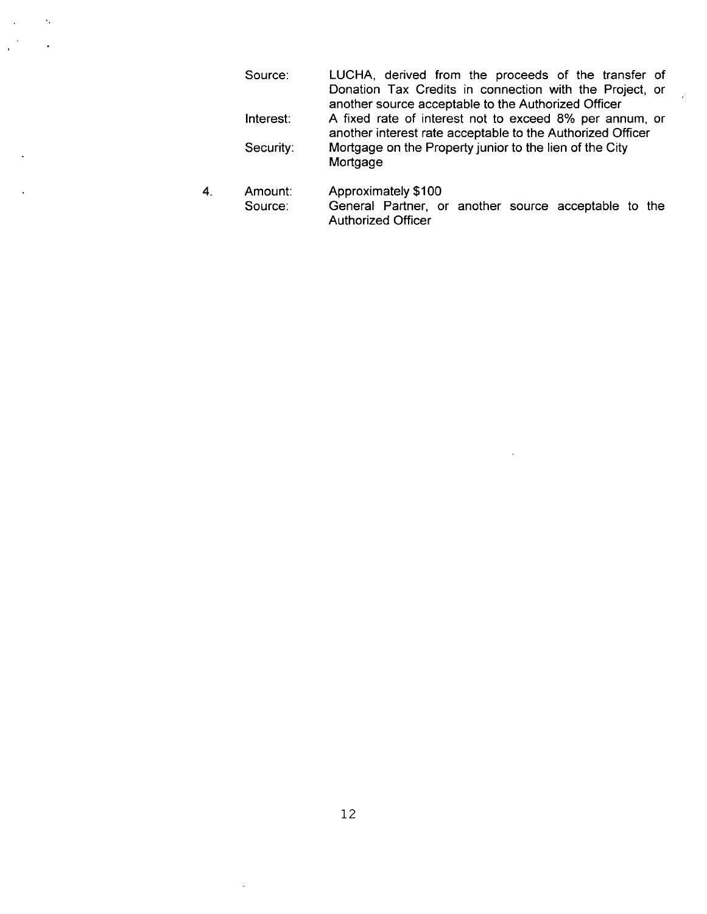Source: LUCHA, derived from the proceeds of the transfer of Donation Tax Credits in connection with the Project, or another source acceptable to the Authorized Officer

Interest: A fixed rate of interest not to exceed 8% per annum, or another interest rate acceptable to the Authorized Officer

Security: Mortgage on the Property junior to the lien of the City Mortgage

4. Amount: Approximately $100

   Source: General Partner, or another source acceptable to the Authorized Officer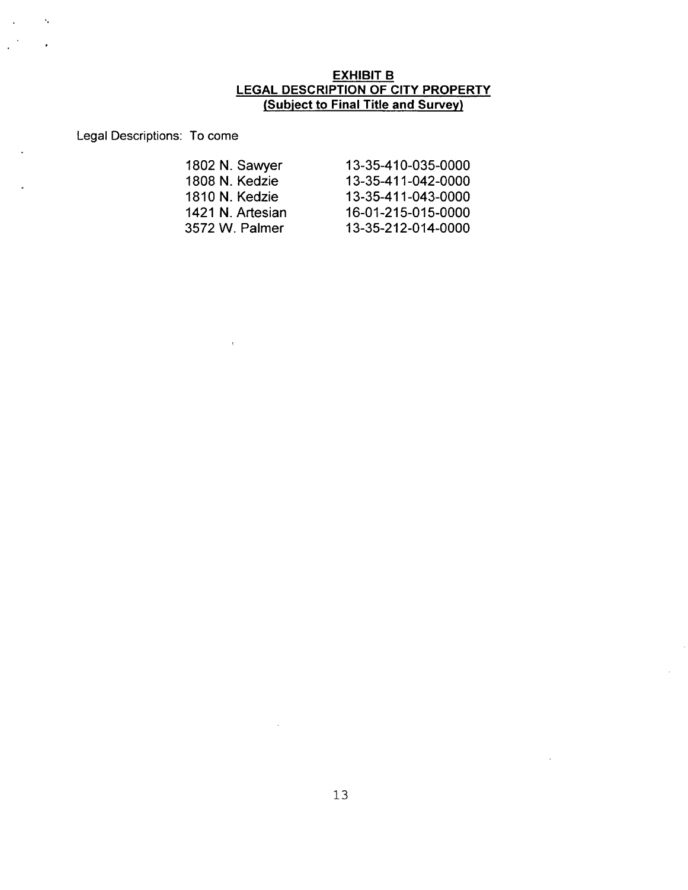## EXHIBIT B
## LEGAL DESCRIPTION OF CITY PROPERTY
## (Subject to Final Title and Survey)

Legal Descriptions: To come

| | |
|---|---|
| 1802 N. Sawyer | 13-35-410-035-0000 |
| 1808 N. Kedzie | 13-35-411-042-0000 |
| 1810 N. Kedzie | 13-35-411-043-0000 |
| 1421 N. Artesian | 16-01-215-015-0000 |
| 3572 W. Palmer | 13-35-212-014-0000 |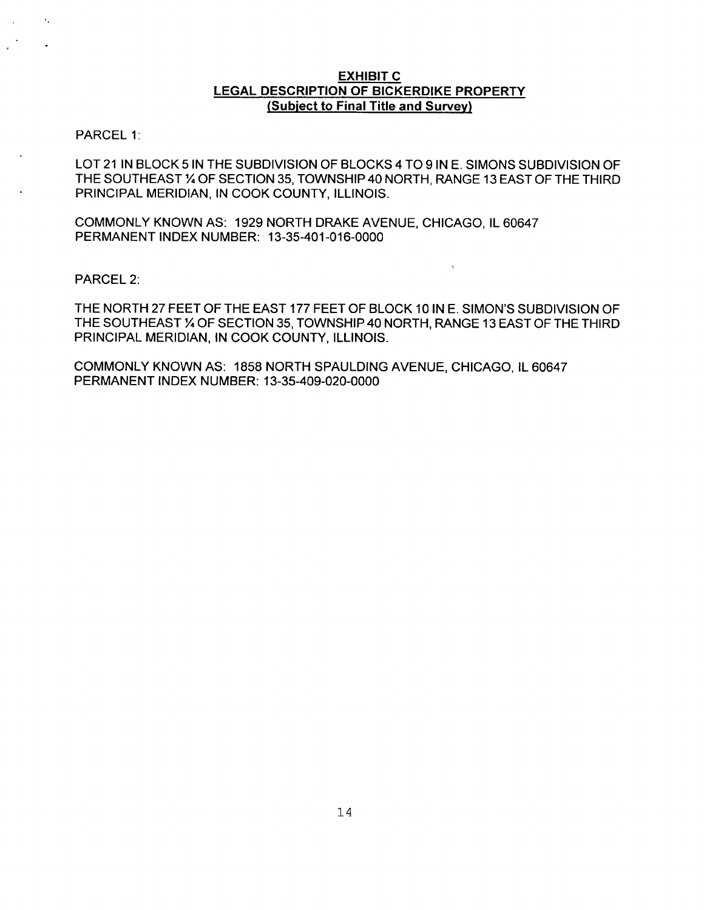**EXHIBIT C**
**LEGAL DESCRIPTION OF BICKERDIKE PROPERTY**
**(Subject to Final Title and Survey)**

PARCEL 1:

LOT 21 IN BLOCK 5 IN THE SUBDIVISION OF BLOCKS 4 TO 9 IN E. SIMONS SUBDIVISION OF THE SOUTHEAST ¼ OF SECTION 35, TOWNSHIP 40 NORTH, RANGE 13 EAST OF THE THIRD PRINCIPAL MERIDIAN, IN COOK COUNTY, ILLINOIS.

COMMONLY KNOWN AS: 1929 NORTH DRAKE AVENUE, CHICAGO, IL 60647
PERMANENT INDEX NUMBER: 13-35-401-016-0000

PARCEL 2:

THE NORTH 27 FEET OF THE EAST 177 FEET OF BLOCK 10 IN E. SIMON'S SUBDIVISION OF THE SOUTHEAST ¼ OF SECTION 35, TOWNSHIP 40 NORTH, RANGE 13 EAST OF THE THIRD PRINCIPAL MERIDIAN, IN COOK COUNTY, ILLINOIS.

COMMONLY KNOWN AS: 1858 NORTH SPAULDING AVENUE, CHICAGO, IL 60647
PERMANENT INDEX NUMBER: 13-35-409-020-0000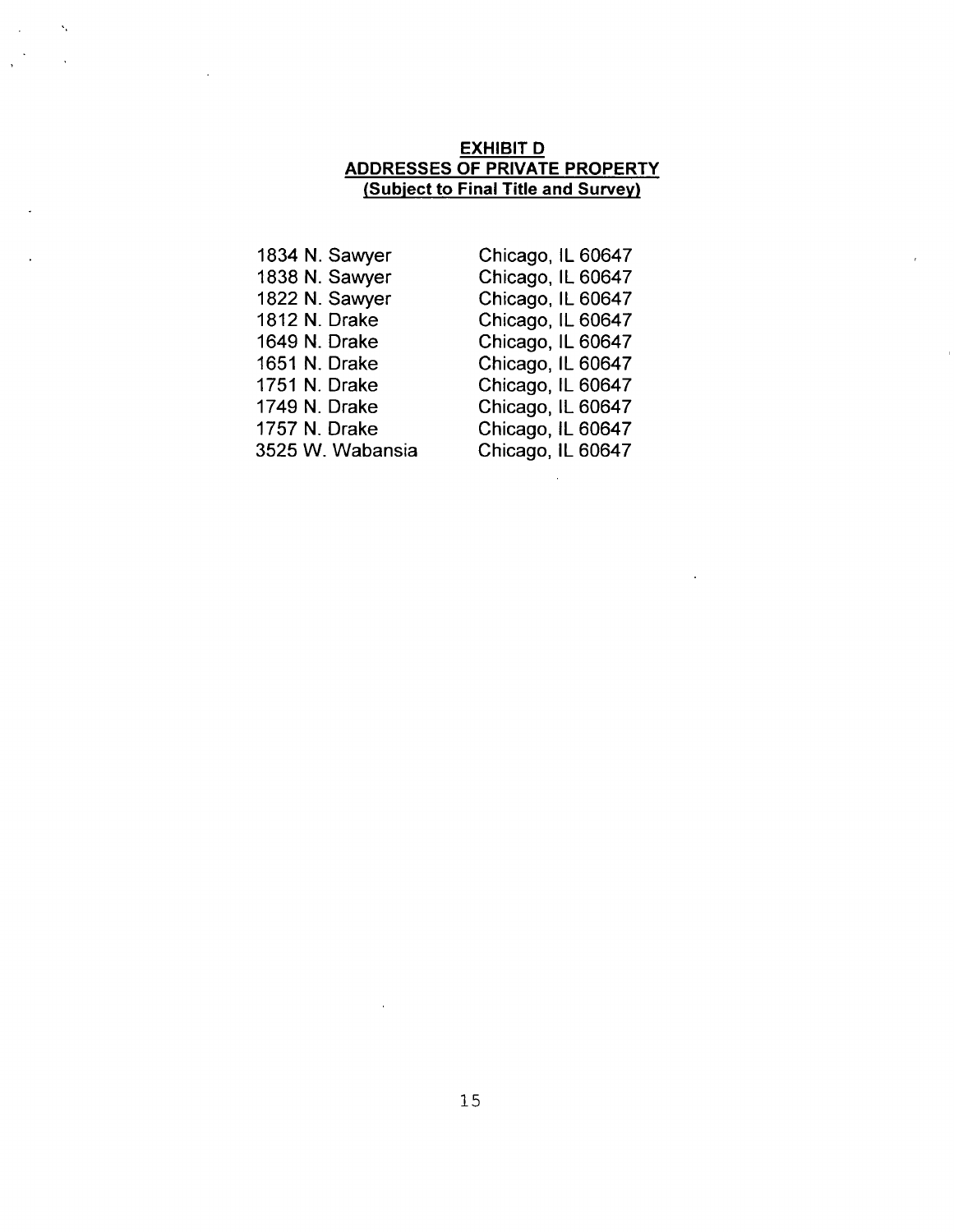## EXHIBIT D
## ADDRESSES OF PRIVATE PROPERTY
### (Subject to Final Title and Survey)

| | |
|---|---|
| 1834 N. Sawyer | Chicago, IL 60647 |
| 1838 N. Sawyer | Chicago, IL 60647 |
| 1822 N. Sawyer | Chicago, IL 60647 |
| 1812 N. Drake | Chicago, IL 60647 |
| 1649 N. Drake | Chicago, IL 60647 |
| 1651 N. Drake | Chicago, IL 60647 |
| 1751 N. Drake | Chicago, IL 60647 |
| 1749 N. Drake | Chicago, IL 60647 |
| 1757 N. Drake | Chicago, IL 60647 |
| 3525 W. Wabansia | Chicago, IL 60647 |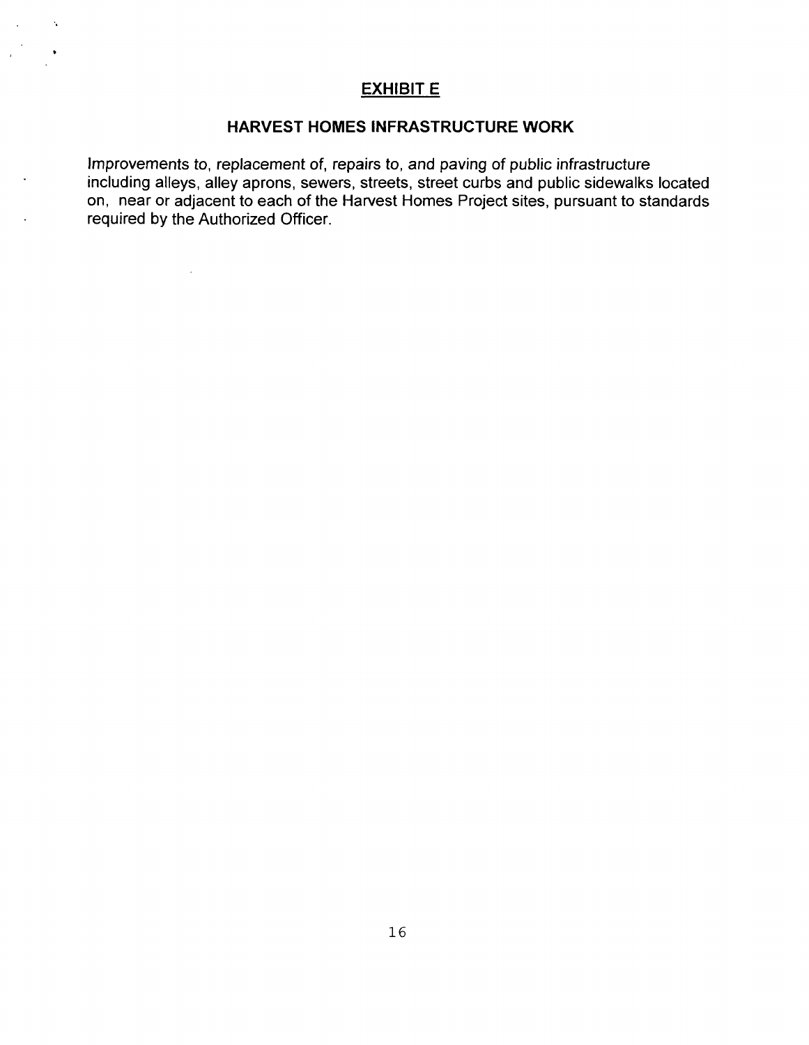## EXHIBIT E

### HARVEST HOMES INFRASTRUCTURE WORK

Improvements to, replacement of, repairs to, and paving of public infrastructure including alleys, alley aprons, sewers, streets, street curbs and public sidewalks located on, near or adjacent to each of the Harvest Homes Project sites, pursuant to standards required by the Authorized Officer.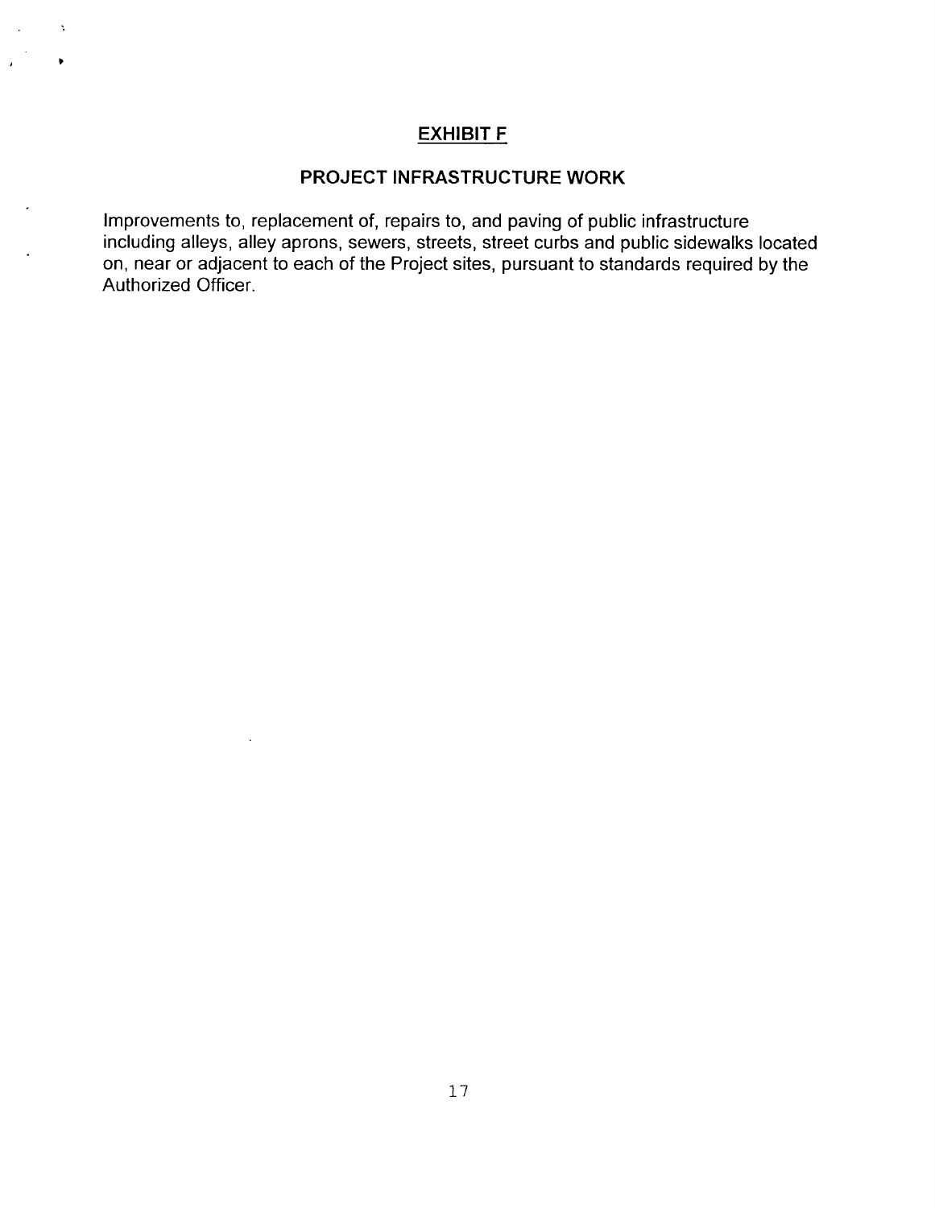## EXHIBIT F

### PROJECT INFRASTRUCTURE WORK

Improvements to, replacement of, repairs to, and paving of public infrastructure including alleys, alley aprons, sewers, streets, street curbs and public sidewalks located on, near or adjacent to each of the Project sites, pursuant to standards required by the Authorized Officer.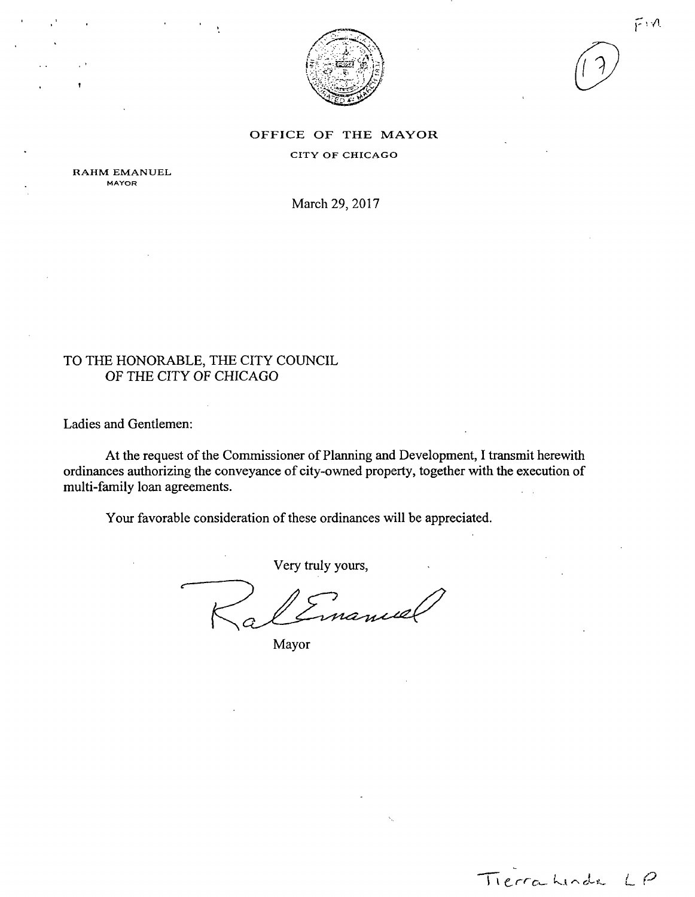Fin

(17)

OFFICE OF THE MAYOR

CITY OF CHICAGO

RAHM EMANUEL
MAYOR

March 29, 2017

TO THE HONORABLE, THE CITY COUNCIL
OF THE CITY OF CHICAGO

Ladies and Gentlemen:

At the request of the Commissioner of Planning and Development, I transmit herewith ordinances authorizing the conveyance of city-owned property, together with the execution of multi-family loan agreements.

Your favorable consideration of these ordinances will be appreciated.

Very truly yours,

Mayor

Tierra Linda LP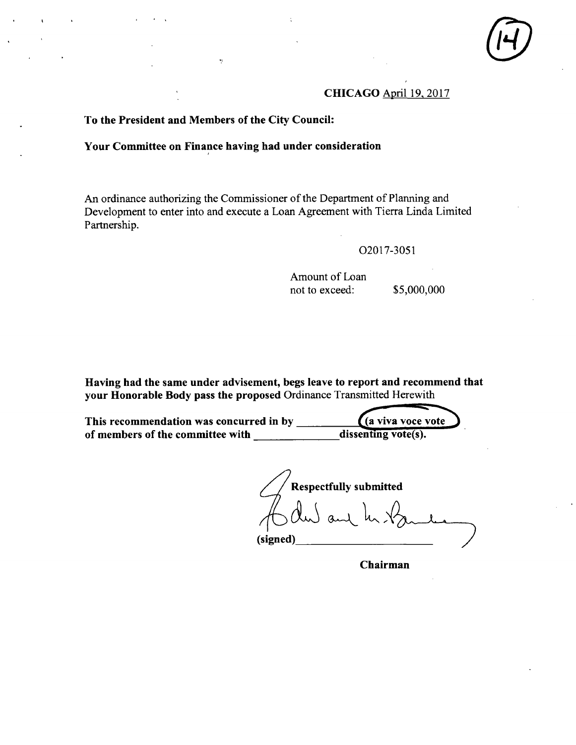(14)

**CHICAGO** April 19, 2017

**To the President and Members of the City Council:**

**Your Committee on Finance having had under consideration**

An ordinance authorizing the Commissioner of the Department of Planning and Development to enter into and execute a Loan Agreement with Tierra Linda Limited Partnership.

O2017-3051

Amount of Loan not to exceed: $5,000,000

**Having had the same under advisement, begs leave to report and recommend that your Honorable Body pass the proposed** Ordinance Transmitted Herewith

**This recommendation was concurred in by** \_\_\_\_\_\_\_\_\_\_ **(a viva voce vote of members of the committee with** \_\_\_\_\_\_\_\_\_\_ **dissenting vote(s).**

**Respectfully submitted**

**(signed)** \_\_\_\_\_\_\_\_\_\_\_\_\_\_\_\_\_\_\_\_

**Chairman**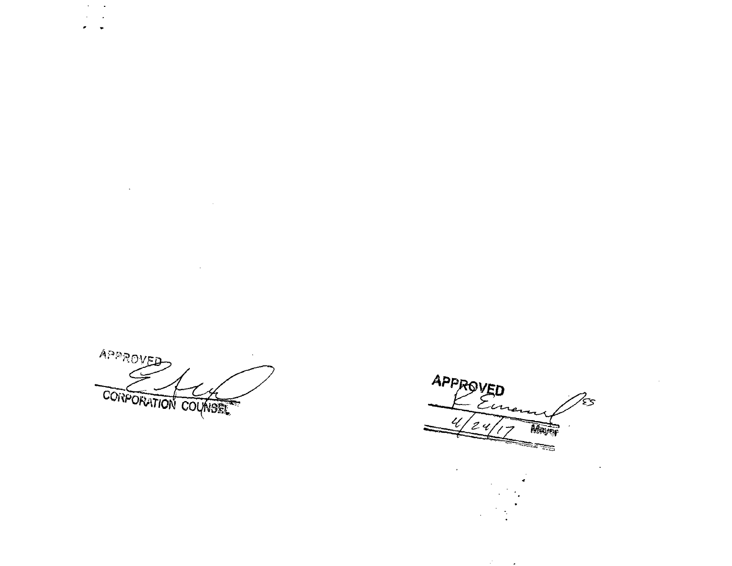APPROVED

CORPORATION COUNSEL

APPROVED

4/24/17 Mayor